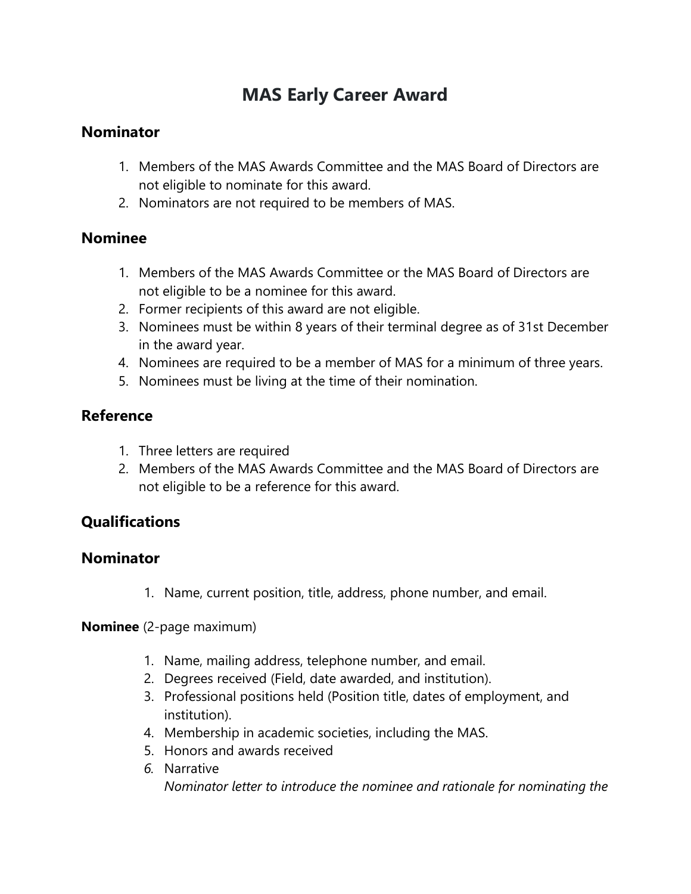# MAS Early Career Award

## Nominator

1. Members of the MAS Awards Committee and the MAS Board of Directors are not eligible to nominate for this award.
2. Nominators are not required to be members of MAS.

## Nominee

1. Members of the MAS Awards Committee or the MAS Board of Directors are not eligible to be a nominee for this award.
2. Former recipients of this award are not eligible.
3. Nominees must be within 8 years of their terminal degree as of 31st December in the award year.
4. Nominees are required to be a member of MAS for a minimum of three years.
5. Nominees must be living at the time of their nomination.

## Reference

1. Three letters are required
2. Members of the MAS Awards Committee and the MAS Board of Directors are not eligible to be a reference for this award.

## Qualifications

## Nominator

1. Name, current position, title, address, phone number, and email.

**Nominee** (2-page maximum)

1. Name, mailing address, telephone number, and email.
2. Degrees received (Field, date awarded, and institution).
3. Professional positions held (Position title, dates of employment, and institution).
4. Membership in academic societies, including the MAS.
5. Honors and awards received
6. Narrative
   *Nominator letter to introduce the nominee and rationale for nominating the*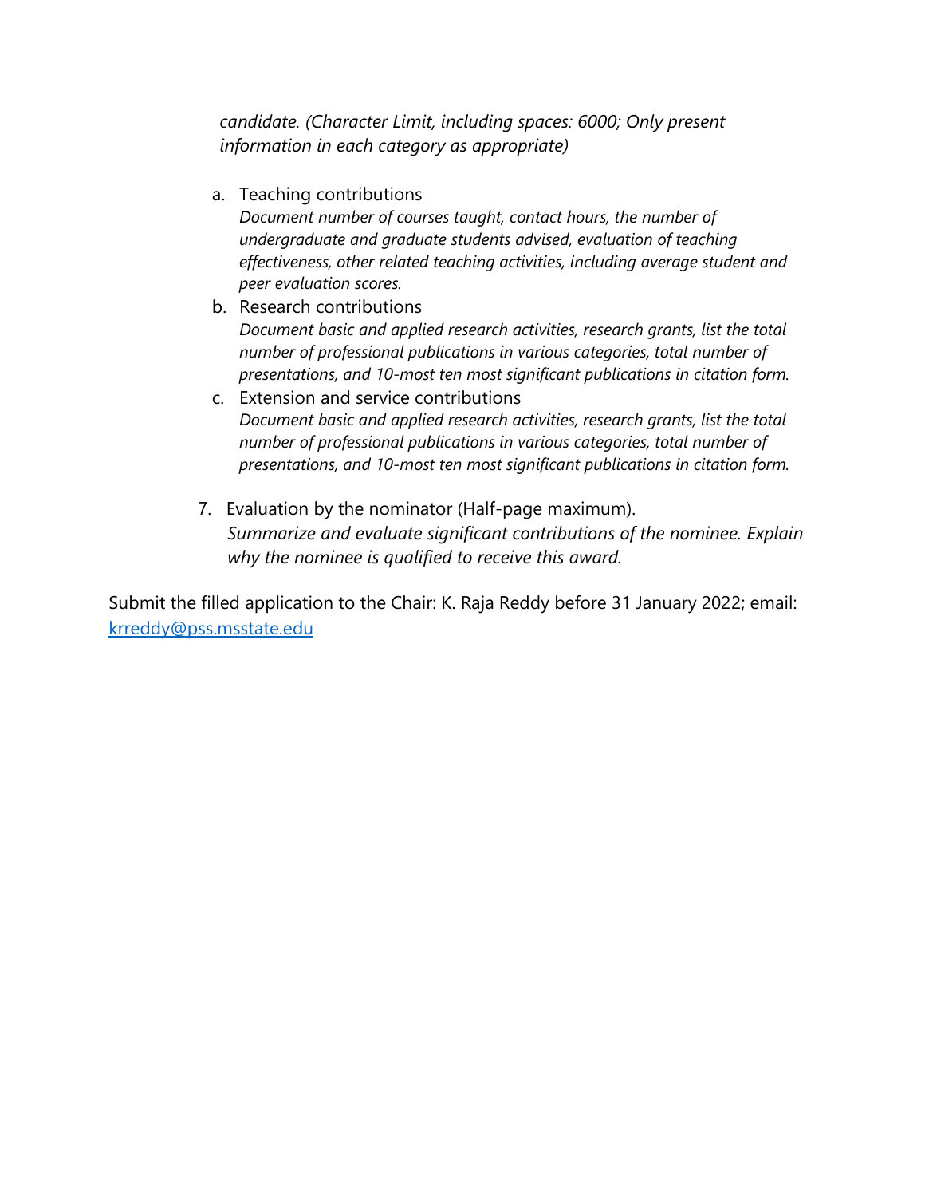*candidate. (Character Limit, including spaces: 6000; Only present information in each category as appropriate)*

a. Teaching contributions
   *Document number of courses taught, contact hours, the number of undergraduate and graduate students advised, evaluation of teaching effectiveness, other related teaching activities, including average student and peer evaluation scores.*
b. Research contributions
   *Document basic and applied research activities, research grants, list the total number of professional publications in various categories, total number of presentations, and 10-most ten most significant publications in citation form.*
c. Extension and service contributions
   *Document basic and applied research activities, research grants, list the total number of professional publications in various categories, total number of presentations, and 10-most ten most significant publications in citation form.*

7. Evaluation by the nominator (Half-page maximum).
   *Summarize and evaluate significant contributions of the nominee. Explain why the nominee is qualified to receive this award.*

Submit the filled application to the Chair: K. Raja Reddy before 31 January 2022; email: [krreddy@pss.msstate.edu](mailto:krreddy@pss.msstate.edu)